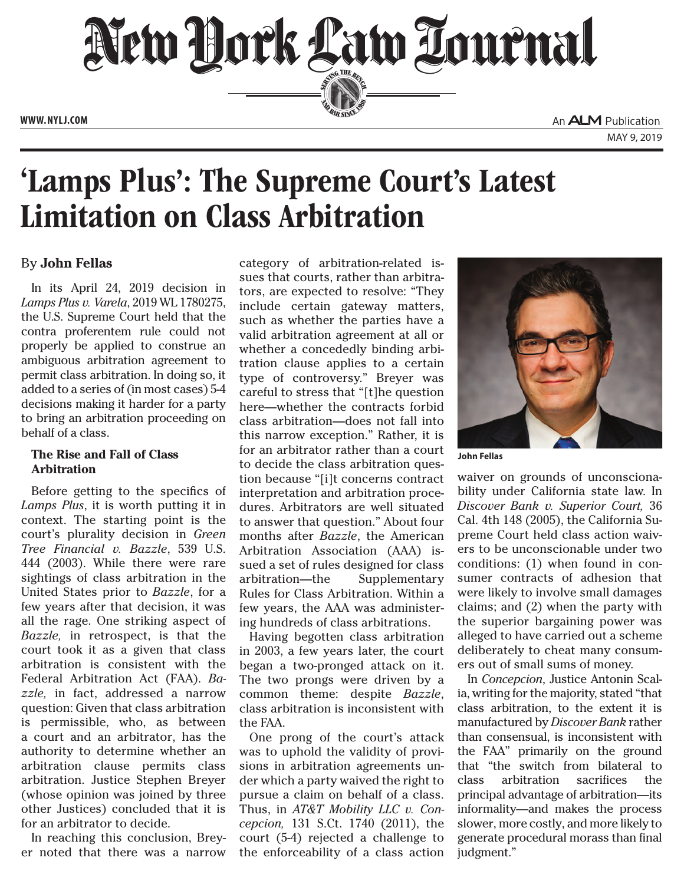# 'Lamps Plus': The Supreme Court's Latest Limitation on Class Arbitration

By **John Fellas**

In its April 24, 2019 decision in *Lamps Plus v. Varela*, 2019 WL 1780275, the U.S. Supreme Court held that the contra proferentem rule could not properly be applied to construe an ambiguous arbitration agreement to permit class arbitration. In doing so, it added to a series of (in most cases) 5-4 decisions making it harder for a party to bring an arbitration proceeding on behalf of a class.

### The Rise and Fall of Class Arbitration

Before getting to the specifics of *Lamps Plus*, it is worth putting it in context. The starting point is the court's plurality decision in *Green Tree Financial v. Bazzle*, 539 U.S. 444 (2003). While there were rare sightings of class arbitration in the United States prior to *Bazzle*, for a few years after that decision, it was all the rage. One striking aspect of *Bazzle,* in retrospect, is that the court took it as a given that class arbitration is consistent with the Federal Arbitration Act (FAA). *Bazzle,* in fact, addressed a narrow question: Given that class arbitration is permissible, who, as between a court and an arbitrator, has the authority to determine whether an arbitration clause permits class arbitration. Justice Stephen Breyer (whose opinion was joined by three other Justices) concluded that it is for an arbitrator to decide.

In reaching this conclusion, Breyer noted that there was a narrow category of arbitration-related issues that courts, rather than arbitrators, are expected to resolve: "They include certain gateway matters, such as whether the parties have a valid arbitration agreement at all or whether a concededly binding arbitration clause applies to a certain type of controversy." Breyer was careful to stress that "[t]he question here—whether the contracts forbid class arbitration—does not fall into this narrow exception." Rather, it is for an arbitrator rather than a court to decide the class arbitration question because "[i]t concerns contract interpretation and arbitration procedures. Arbitrators are well situated to answer that question." About four months after *Bazzle*, the American Arbitration Association (AAA) issued a set of rules designed for class arbitration—the Supplementary Rules for Class Arbitration. Within a few years, the AAA was administering hundreds of class arbitrations.

Having begotten class arbitration in 2003, a few years later, the court began a two-pronged attack on it. The two prongs were driven by a common theme: despite *Bazzle*, class arbitration is inconsistent with the FAA.

One prong of the court's attack was to uphold the validity of provisions in arbitration agreements under which a party waived the right to pursue a claim on behalf of a class. Thus, in *AT&T Mobility LLC v. Concepcion,* 131 S.Ct. 1740 (2011), the court (5-4) rejected a challenge to the enforceability of a class action waiver on grounds of unconscionability under California state law. In *Discover Bank v. Superior Court,* 36 Cal. 4th 148 (2005), the California Supreme Court held class action waivers to be unconscionable under two conditions: (1) when found in consumer contracts of adhesion that were likely to involve small damages claims; and (2) when the party with the superior bargaining power was alleged to have carried out a scheme deliberately to cheat many consumers out of small sums of money.

John Fellas

In *Concepcion*, Justice Antonin Scalia, writing for the majority, stated "that class arbitration, to the extent it is manufactured by *Discover Bank* rather than consensual, is inconsistent with the FAA" primarily on the ground that "the switch from bilateral to class arbitration sacrifices the principal advantage of arbitration—its informality—and makes the process slower, more costly, and more likely to generate procedural morass than final judgment."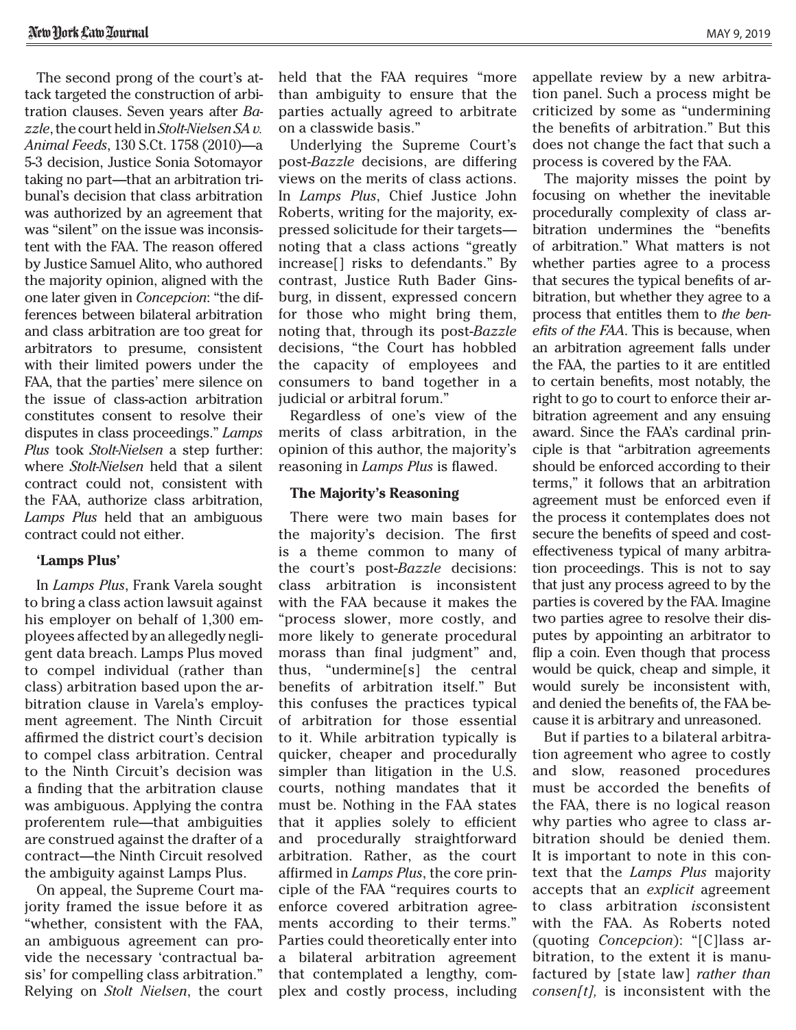The second prong of the court's attack targeted the construction of arbitration clauses. Seven years after *Bazzle*, the court held in *Stolt-Nielsen SA v. Animal Feeds*, 130 S.Ct. 1758 (2010)—a 5-3 decision, Justice Sonia Sotomayor taking no part—that an arbitration tribunal's decision that class arbitration was authorized by an agreement that was "silent" on the issue was inconsistent with the FAA. The reason offered by Justice Samuel Alito, who authored the majority opinion, aligned with the one later given in *Concepcion*: "the differences between bilateral arbitration and class arbitration are too great for arbitrators to presume, consistent with their limited powers under the FAA, that the parties' mere silence on the issue of class-action arbitration constitutes consent to resolve their disputes in class proceedings." *Lamps Plus* took *Stolt-Nielsen* a step further: where *Stolt-Nielsen* held that a silent contract could not, consistent with the FAA, authorize class arbitration, *Lamps Plus* held that an ambiguous contract could not either.

### 'Lamps Plus'

In *Lamps Plus*, Frank Varela sought to bring a class action lawsuit against his employer on behalf of 1,300 employees affected by an allegedly negligent data breach. Lamps Plus moved to compel individual (rather than class) arbitration based upon the arbitration clause in Varela's employment agreement. The Ninth Circuit affirmed the district court's decision to compel class arbitration. Central to the Ninth Circuit's decision was a finding that the arbitration clause was ambiguous. Applying the contra proferentem rule—that ambiguities are construed against the drafter of a contract—the Ninth Circuit resolved the ambiguity against Lamps Plus.

On appeal, the Supreme Court majority framed the issue before it as "whether, consistent with the FAA, an ambiguous agreement can provide the necessary 'contractual basis' for compelling class arbitration." Relying on *Stolt Nielsen*, the court held that the FAA requires "more than ambiguity to ensure that the parties actually agreed to arbitrate on a classwide basis."

Underlying the Supreme Court's post-*Bazzle* decisions, are differing views on the merits of class actions. In *Lamps Plus*, Chief Justice John Roberts, writing for the majority, expressed solicitude for their targets—noting that a class actions "greatly increase[] risks to defendants." By contrast, Justice Ruth Bader Ginsburg, in dissent, expressed concern for those who might bring them, noting that, through its post-*Bazzle* decisions, "the Court has hobbled the capacity of employees and consumers to band together in a judicial or arbitral forum."

Regardless of one's view of the merits of class arbitration, in the opinion of this author, the majority's reasoning in *Lamps Plus* is flawed.

### The Majority's Reasoning

There were two main bases for the majority's decision. The first is a theme common to many of the court's post-*Bazzle* decisions: class arbitration is inconsistent with the FAA because it makes the "process slower, more costly, and more likely to generate procedural morass than final judgment" and, thus, "undermine[s] the central benefits of arbitration itself." But this confuses the practices typical of arbitration for those essential to it. While arbitration typically is quicker, cheaper and procedurally simpler than litigation in the U.S. courts, nothing mandates that it must be. Nothing in the FAA states that it applies solely to efficient and procedurally straightforward arbitration. Rather, as the court affirmed in *Lamps Plus*, the core principle of the FAA "requires courts to enforce covered arbitration agreements according to their terms." Parties could theoretically enter into a bilateral arbitration agreement that contemplated a lengthy, complex and costly process, including appellate review by a new arbitration panel. Such a process might be criticized by some as "undermining the benefits of arbitration." But this does not change the fact that such a process is covered by the FAA.

The majority misses the point by focusing on whether the inevitable procedurally complexity of class arbitration undermines the "benefits of arbitration." What matters is not whether parties agree to a process that secures the typical benefits of arbitration, but whether they agree to a process that entitles them to *the benefits of the FAA*. This is because, when an arbitration agreement falls under the FAA, the parties to it are entitled to certain benefits, most notably, the right to go to court to enforce their arbitration agreement and any ensuing award. Since the FAA's cardinal principle is that "arbitration agreements should be enforced according to their terms," it follows that an arbitration agreement must be enforced even if the process it contemplates does not secure the benefits of speed and cost-effectiveness typical of many arbitration proceedings. This is not to say that just any process agreed to by the parties is covered by the FAA. Imagine two parties agree to resolve their disputes by appointing an arbitrator to flip a coin. Even though that process would be quick, cheap and simple, it would surely be inconsistent with, and denied the benefits of, the FAA because it is arbitrary and unreasoned.

But if parties to a bilateral arbitration agreement who agree to costly and slow, reasoned procedures must be accorded the benefits of the FAA, there is no logical reason why parties who agree to class arbitration should be denied them. It is important to note in this context that the *Lamps Plus* majority accepts that an *explicit* agreement to class arbitration *is*consistent with the FAA. As Roberts noted (quoting *Concepcion*): "[C]lass arbitration, to the extent it is manufactured by [state law] *rather than consen[t],* is inconsistent with the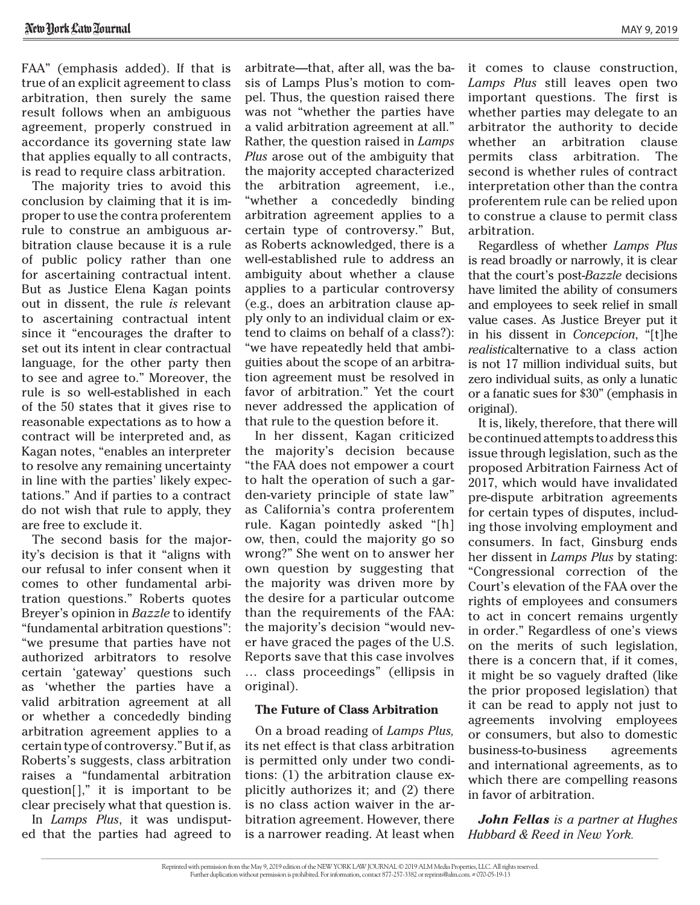FAA" (emphasis added). If that is true of an explicit agreement to class arbitration, then surely the same result follows when an ambiguous agreement, properly construed in accordance its governing state law that applies equally to all contracts, is read to require class arbitration.

The majority tries to avoid this conclusion by claiming that it is improper to use the contra proferentem rule to construe an ambiguous arbitration clause because it is a rule of public policy rather than one for ascertaining contractual intent. But as Justice Elena Kagan points out in dissent, the rule *is* relevant to ascertaining contractual intent since it "encourages the drafter to set out its intent in clear contractual language, for the other party then to see and agree to." Moreover, the rule is so well-established in each of the 50 states that it gives rise to reasonable expectations as to how a contract will be interpreted and, as Kagan notes, "enables an interpreter to resolve any remaining uncertainty in line with the parties' likely expectations." And if parties to a contract do not wish that rule to apply, they are free to exclude it.

The second basis for the majority's decision is that it "aligns with our refusal to infer consent when it comes to other fundamental arbitration questions." Roberts quotes Breyer's opinion in *Bazzle* to identify "fundamental arbitration questions": "we presume that parties have not authorized arbitrators to resolve certain 'gateway' questions such as 'whether the parties have a valid arbitration agreement at all or whether a concededly binding arbitration agreement applies to a certain type of controversy." But if, as Roberts's suggests, class arbitration raises a "fundamental arbitration question[]," it is important to be clear precisely what that question is.

In *Lamps Plus*, it was undisputed that the parties had agreed to arbitrate—that, after all, was the basis of Lamps Plus's motion to compel. Thus, the question raised there was not "whether the parties have a valid arbitration agreement at all." Rather, the question raised in *Lamps Plus* arose out of the ambiguity that the majority accepted characterized the arbitration agreement, i.e., "whether a concededly binding arbitration agreement applies to a certain type of controversy." But, as Roberts acknowledged, there is a well-established rule to address an ambiguity about whether a clause applies to a particular controversy (e.g., does an arbitration clause apply only to an individual claim or extend to claims on behalf of a class?): "we have repeatedly held that ambiguities about the scope of an arbitration agreement must be resolved in favor of arbitration." Yet the court never addressed the application of that rule to the question before it.

In her dissent, Kagan criticized the majority's decision because "the FAA does not empower a court to halt the operation of such a garden-variety principle of state law" as California's contra proferentem rule. Kagan pointedly asked "[h]ow, then, could the majority go so wrong?" She went on to answer her own question by suggesting that the majority was driven more by the desire for a particular outcome than the requirements of the FAA: the majority's decision "would never have graced the pages of the U.S. Reports save that this case involves … class proceedings" (ellipsis in original).

### The Future of Class Arbitration

On a broad reading of *Lamps Plus,* its net effect is that class arbitration is permitted only under two conditions: (1) the arbitration clause explicitly authorizes it; and (2) there is no class action waiver in the arbitration agreement. However, there is a narrower reading. At least when it comes to clause construction, *Lamps Plus* still leaves open two important questions. The first is whether parties may delegate to an arbitrator the authority to decide whether an arbitration clause permits class arbitration. The second is whether rules of contract interpretation other than the contra proferentem rule can be relied upon to construe a clause to permit class arbitration.

Regardless of whether *Lamps Plus* is read broadly or narrowly, it is clear that the court's post-*Bazzle* decisions have limited the ability of consumers and employees to seek relief in small value cases. As Justice Breyer put it in his dissent in *Concepcion*, "[t]he *realistic*alternative to a class action is not 17 million individual suits, but zero individual suits, as only a lunatic or a fanatic sues for $30" (emphasis in original).

It is, likely, therefore, that there will be continued attempts to address this issue through legislation, such as the proposed Arbitration Fairness Act of 2017, which would have invalidated pre-dispute arbitration agreements for certain types of disputes, including those involving employment and consumers. In fact, Ginsburg ends her dissent in *Lamps Plus* by stating: "Congressional correction of the Court's elevation of the FAA over the rights of employees and consumers to act in concert remains urgently in order." Regardless of one's views on the merits of such legislation, there is a concern that, if it comes, it might be so vaguely drafted (like the prior proposed legislation) that it can be read to apply not just to agreements involving employees or consumers, but also to domestic business-to-business agreements and international agreements, as to which there are compelling reasons in favor of arbitration.

***John Fellas** is a partner at Hughes Hubbard & Reed in New York.*

Reprinted with permission from the May 9, 2019 edition of the NEW YORK LAW JOURNAL © 2019 ALM Media Properties, LLC. All rights reserved. Further duplication without permission is prohibited. For information, contact 877-257-3382 or reprints@alm.com. # 070-05-19-13